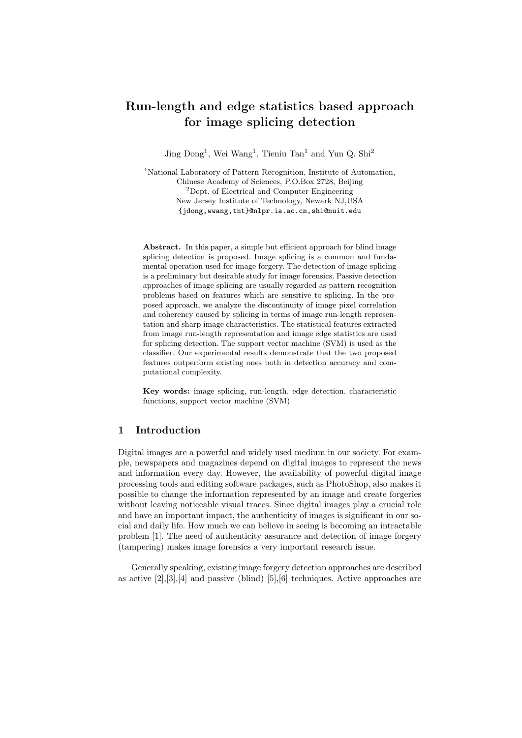# Run-length and edge statistics based approach for image splicing detection

Jing Dong[1], Wei Wang[1], Tieniu Tan[1] and Yun Q. Shi[2]

[1]National Laboratory of Pattern Recognition, Institute of Automation, Chinese Academy of Sciences, P.O.Box 2728, Beijing
[2]Dept. of Electrical and Computer Engineering New Jersey Institute of Technology, Newark NJ,USA
{jdong,wwang,tnt}@nlpr.ia.ac.cn,shi@nuit.edu

**Abstract.** In this paper, a simple but efficient approach for blind image splicing detection is proposed. Image splicing is a common and fundamental operation used for image forgery. The detection of image splicing is a preliminary but desirable study for image forensics. Passive detection approaches of image splicing are usually regarded as pattern recognition problems based on features which are sensitive to splicing. In the proposed approach, we analyze the discontinuity of image pixel correlation and coherency caused by splicing in terms of image run-length representation and sharp image characteristics. The statistical features extracted from image run-length representation and image edge statistics are used for splicing detection. The support vector machine (SVM) is used as the classifier. Our experimental results demonstrate that the two proposed features outperform existing ones both in detection accuracy and computational complexity.

**Key words:** image splicing, run-length, edge detection, characteristic functions, support vector machine (SVM)

## 1 Introduction

Digital images are a powerful and widely used medium in our society. For example, newspapers and magazines depend on digital images to represent the news and information every day. However, the availability of powerful digital image processing tools and editing software packages, such as PhotoShop, also makes it possible to change the information represented by an image and create forgeries without leaving noticeable visual traces. Since digital images play a crucial role and have an important impact, the authenticity of images is significant in our social and daily life. How much we can believe in seeing is becoming an intractable problem [1]. The need of authenticity assurance and detection of image forgery (tampering) makes image forensics a very important research issue.

Generally speaking, existing image forgery detection approaches are described as active [2],[3],[4] and passive (blind) [5],[6] techniques. Active approaches are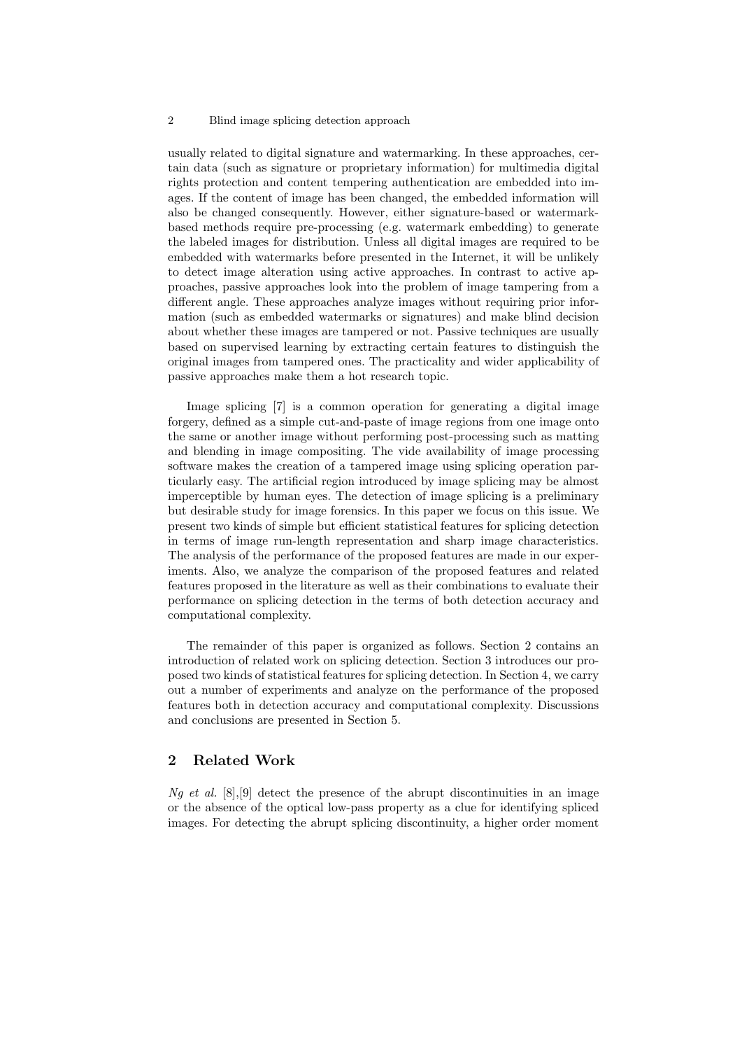usually related to digital signature and watermarking. In these approaches, certain data (such as signature or proprietary information) for multimedia digital rights protection and content tempering authentication are embedded into images. If the content of image has been changed, the embedded information will also be changed consequently. However, either signature-based or watermark-based methods require pre-processing (e.g. watermark embedding) to generate the labeled images for distribution. Unless all digital images are required to be embedded with watermarks before presented in the Internet, it will be unlikely to detect image alteration using active approaches. In contrast to active approaches, passive approaches look into the problem of image tampering from a different angle. These approaches analyze images without requiring prior information (such as embedded watermarks or signatures) and make blind decision about whether these images are tampered or not. Passive techniques are usually based on supervised learning by extracting certain features to distinguish the original images from tampered ones. The practicality and wider applicability of passive approaches make them a hot research topic.

Image splicing [7] is a common operation for generating a digital image forgery, defined as a simple cut-and-paste of image regions from one image onto the same or another image without performing post-processing such as matting and blending in image compositing. The vide availability of image processing software makes the creation of a tampered image using splicing operation particularly easy. The artificial region introduced by image splicing may be almost imperceptible by human eyes. The detection of image splicing is a preliminary but desirable study for image forensics. In this paper we focus on this issue. We present two kinds of simple but efficient statistical features for splicing detection in terms of image run-length representation and sharp image characteristics. The analysis of the performance of the proposed features are made in our experiments. Also, we analyze the comparison of the proposed features and related features proposed in the literature as well as their combinations to evaluate their performance on splicing detection in the terms of both detection accuracy and computational complexity.

The remainder of this paper is organized as follows. Section 2 contains an introduction of related work on splicing detection. Section 3 introduces our proposed two kinds of statistical features for splicing detection. In Section 4, we carry out a number of experiments and analyze on the performance of the proposed features both in detection accuracy and computational complexity. Discussions and conclusions are presented in Section 5.

## 2 Related Work

*Ng et al.* [8],[9] detect the presence of the abrupt discontinuities in an image or the absence of the optical low-pass property as a clue for identifying spliced images. For detecting the abrupt splicing discontinuity, a higher order moment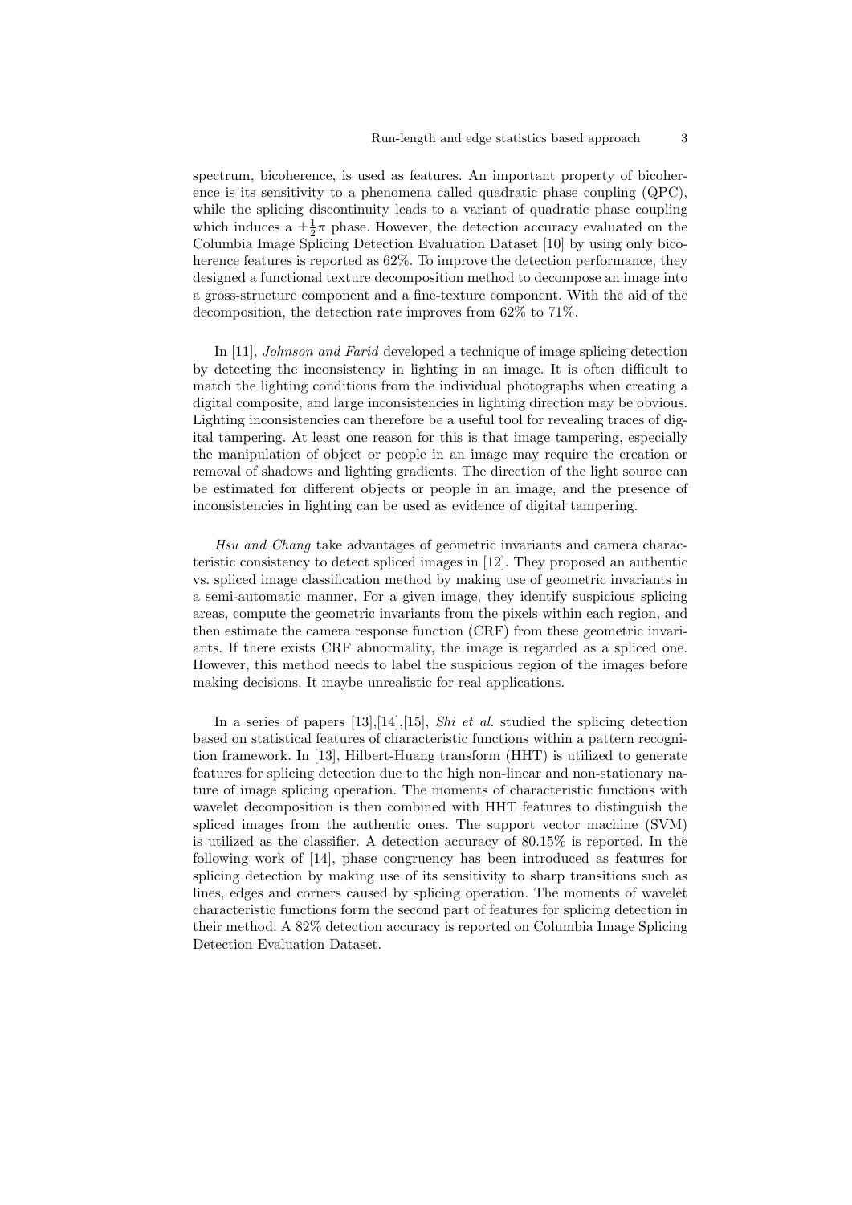spectrum, bicoherence, is used as features. An important property of bicoherence is its sensitivity to a phenomena called quadratic phase coupling (QPC), while the splicing discontinuity leads to a variant of quadratic phase coupling which induces a $\pm\frac{1}{2}\pi$ phase. However, the detection accuracy evaluated on the Columbia Image Splicing Detection Evaluation Dataset [10] by using only bicoherence features is reported as 62%. To improve the detection performance, they designed a functional texture decomposition method to decompose an image into a gross-structure component and a fine-texture component. With the aid of the decomposition, the detection rate improves from 62% to 71%.

In [11], *Johnson and Farid* developed a technique of image splicing detection by detecting the inconsistency in lighting in an image. It is often difficult to match the lighting conditions from the individual photographs when creating a digital composite, and large inconsistencies in lighting direction may be obvious. Lighting inconsistencies can therefore be a useful tool for revealing traces of digital tampering. At least one reason for this is that image tampering, especially the manipulation of object or people in an image may require the creation or removal of shadows and lighting gradients. The direction of the light source can be estimated for different objects or people in an image, and the presence of inconsistencies in lighting can be used as evidence of digital tampering.

*Hsu and Chang* take advantages of geometric invariants and camera characteristic consistency to detect spliced images in [12]. They proposed an authentic vs. spliced image classification method by making use of geometric invariants in a semi-automatic manner. For a given image, they identify suspicious splicing areas, compute the geometric invariants from the pixels within each region, and then estimate the camera response function (CRF) from these geometric invariants. If there exists CRF abnormality, the image is regarded as a spliced one. However, this method needs to label the suspicious region of the images before making decisions. It maybe unrealistic for real applications.

In a series of papers [13],[14],[15], *Shi et al.* studied the splicing detection based on statistical features of characteristic functions within a pattern recognition framework. In [13], Hilbert-Huang transform (HHT) is utilized to generate features for splicing detection due to the high non-linear and non-stationary nature of image splicing operation. The moments of characteristic functions with wavelet decomposition is then combined with HHT features to distinguish the spliced images from the authentic ones. The support vector machine (SVM) is utilized as the classifier. A detection accuracy of 80.15% is reported. In the following work of [14], phase congruency has been introduced as features for splicing detection by making use of its sensitivity to sharp transitions such as lines, edges and corners caused by splicing operation. The moments of wavelet characteristic functions form the second part of features for splicing detection in their method. A 82% detection accuracy is reported on Columbia Image Splicing Detection Evaluation Dataset.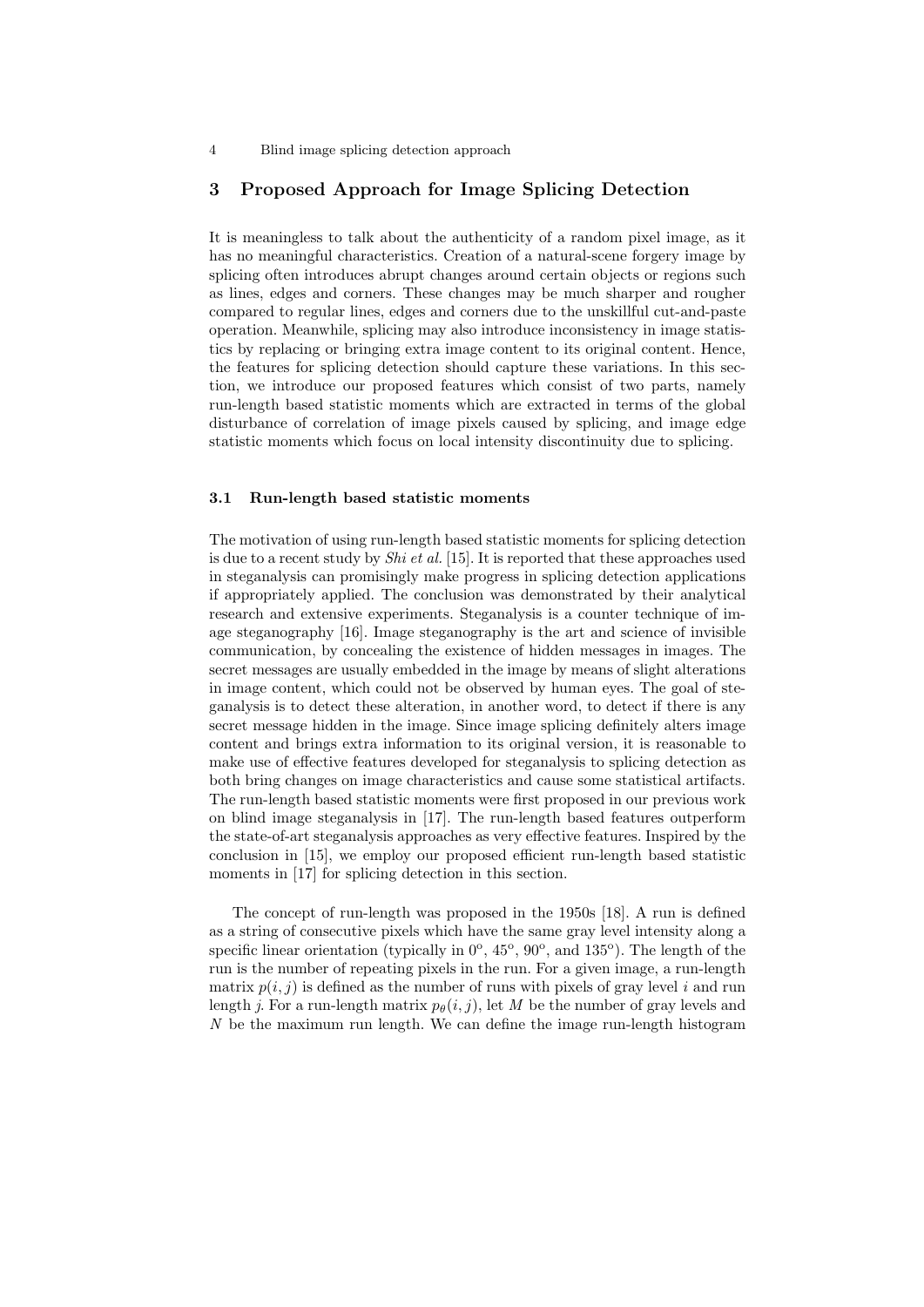## 3 Proposed Approach for Image Splicing Detection

It is meaningless to talk about the authenticity of a random pixel image, as it has no meaningful characteristics. Creation of a natural-scene forgery image by splicing often introduces abrupt changes around certain objects or regions such as lines, edges and corners. These changes may be much sharper and rougher compared to regular lines, edges and corners due to the unskillful cut-and-paste operation. Meanwhile, splicing may also introduce inconsistency in image statistics by replacing or bringing extra image content to its original content. Hence, the features for splicing detection should capture these variations. In this section, we introduce our proposed features which consist of two parts, namely run-length based statistic moments which are extracted in terms of the global disturbance of correlation of image pixels caused by splicing, and image edge statistic moments which focus on local intensity discontinuity due to splicing.

### 3.1 Run-length based statistic moments

The motivation of using run-length based statistic moments for splicing detection is due to a recent study by *Shi et al.* [15]. It is reported that these approaches used in steganalysis can promisingly make progress in splicing detection applications if appropriately applied. The conclusion was demonstrated by their analytical research and extensive experiments. Steganalysis is a counter technique of image steganography [16]. Image steganography is the art and science of invisible communication, by concealing the existence of hidden messages in images. The secret messages are usually embedded in the image by means of slight alterations in image content, which could not be observed by human eyes. The goal of steganalysis is to detect these alteration, in another word, to detect if there is any secret message hidden in the image. Since image splicing definitely alters image content and brings extra information to its original version, it is reasonable to make use of effective features developed for steganalysis to splicing detection as both bring changes on image characteristics and cause some statistical artifacts. The run-length based statistic moments were first proposed in our previous work on blind image steganalysis in [17]. The run-length based features outperform the state-of-art steganalysis approaches as very effective features. Inspired by the conclusion in [15], we employ our proposed efficient run-length based statistic moments in [17] for splicing detection in this section.

The concept of run-length was proposed in the 1950s [18]. A run is defined as a string of consecutive pixels which have the same gray level intensity along a specific linear orientation (typically in $0^o$, $45^o$, $90^o$, and $135^o$). The length of the run is the number of repeating pixels in the run. For a given image, a run-length matrix $p(i, j)$ is defined as the number of runs with pixels of gray level $i$ and run length $j$. For a run-length matrix $p_\theta(i, j)$, let $M$ be the number of gray levels and $N$ be the maximum run length. We can define the image run-length histogram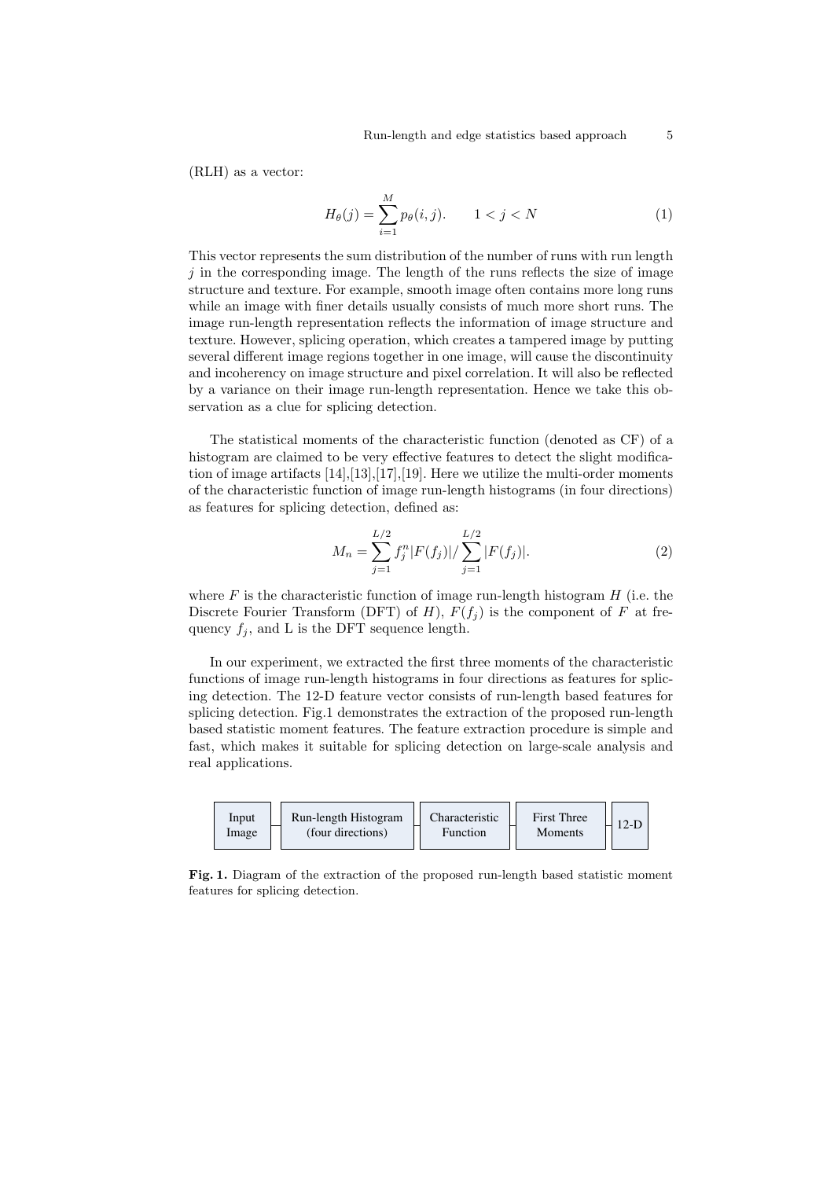(RLH) as a vector:

$$H_\theta(j) = \sum_{i=1}^{M} p_\theta(i,j). \qquad 1 < j < N \tag{1}$$

This vector represents the sum distribution of the number of runs with run length $j$ in the corresponding image. The length of the runs reflects the size of image structure and texture. For example, smooth image often contains more long runs while an image with finer details usually consists of much more short runs. The image run-length representation reflects the information of image structure and texture. However, splicing operation, which creates a tampered image by putting several different image regions together in one image, will cause the discontinuity and incoherency on image structure and pixel correlation. It will also be reflected by a variance on their image run-length representation. Hence we take this observation as a clue for splicing detection.

The statistical moments of the characteristic function (denoted as CF) of a histogram are claimed to be very effective features to detect the slight modification of image artifacts [14],[13],[17],[19]. Here we utilize the multi-order moments of the characteristic function of image run-length histograms (in four directions) as features for splicing detection, defined as:

$$M_n = \sum_{j=1}^{L/2} f_j^n |F(f_j)| / \sum_{j=1}^{L/2} |F(f_j)|. \tag{2}$$

where $F$ is the characteristic function of image run-length histogram $H$ (i.e. the Discrete Fourier Transform (DFT) of $H$), $F(f_j)$ is the component of $F$ at frequency $f_j$, and L is the DFT sequence length.

In our experiment, we extracted the first three moments of the characteristic functions of image run-length histograms in four directions as features for splicing detection. The 12-D feature vector consists of run-length based features for splicing detection. Fig.1 demonstrates the extraction of the proposed run-length based statistic moment features. The feature extraction procedure is simple and fast, which makes it suitable for splicing detection on large-scale analysis and real applications.

Input Image → Run-length Histogram (four directions) → Characteristic Function → First Three Moments → 12-D

**Fig. 1.** Diagram of the extraction of the proposed run-length based statistic moment features for splicing detection.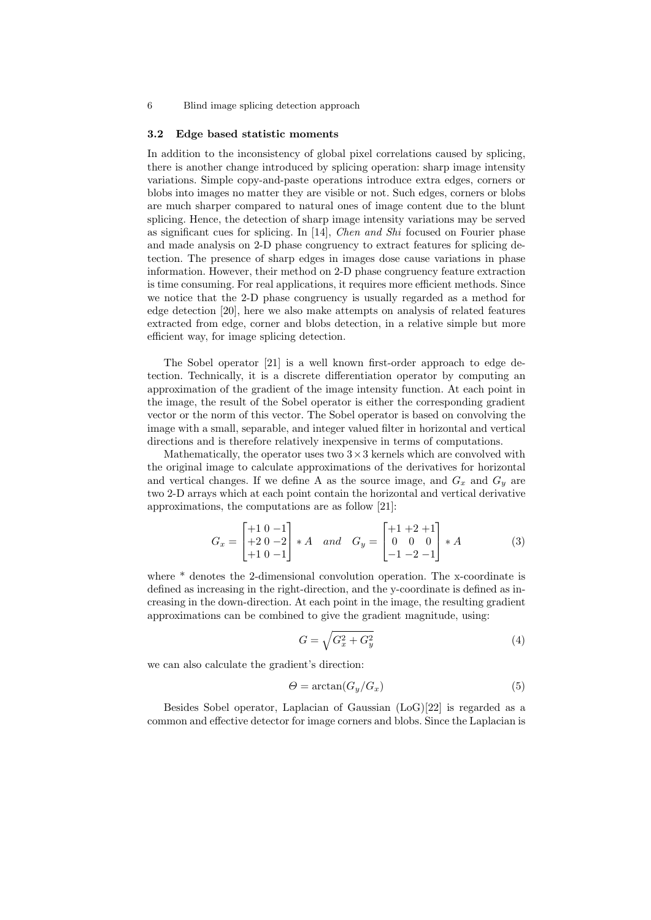### 3.2 Edge based statistic moments

In addition to the inconsistency of global pixel correlations caused by splicing, there is another change introduced by splicing operation: sharp image intensity variations. Simple copy-and-paste operations introduce extra edges, corners or blobs into images no matter they are visible or not. Such edges, corners or blobs are much sharper compared to natural ones of image content due to the blunt splicing. Hence, the detection of sharp image intensity variations may be served as significant cues for splicing. In [14], *Chen and Shi* focused on Fourier phase and made analysis on 2-D phase congruency to extract features for splicing detection. The presence of sharp edges in images dose cause variations in phase information. However, their method on 2-D phase congruency feature extraction is time consuming. For real applications, it requires more efficient methods. Since we notice that the 2-D phase congruency is usually regarded as a method for edge detection [20], here we also make attempts on analysis of related features extracted from edge, corner and blobs detection, in a relative simple but more efficient way, for image splicing detection.

The Sobel operator [21] is a well known first-order approach to edge detection. Technically, it is a discrete differentiation operator by computing an approximation of the gradient of the image intensity function. At each point in the image, the result of the Sobel operator is either the corresponding gradient vector or the norm of this vector. The Sobel operator is based on convolving the image with a small, separable, and integer valued filter in horizontal and vertical directions and is therefore relatively inexpensive in terms of computations.

Mathematically, the operator uses two $3\times3$ kernels which are convolved with the original image to calculate approximations of the derivatives for horizontal and vertical changes. If we define A as the source image, and $G_x$ and $G_y$ are two 2-D arrays which at each point contain the horizontal and vertical derivative approximations, the computations are as follow [21]:

$$G_x = \begin{bmatrix} +1 & 0 & -1 \\ +2 & 0 & -2 \\ +1 & 0 & -1 \end{bmatrix} * A \quad and \quad G_y = \begin{bmatrix} +1 & +2 & +1 \\ 0 & 0 & 0 \\ -1 & -2 & -1 \end{bmatrix} * A \tag{3}$$

where * denotes the 2-dimensional convolution operation. The x-coordinate is defined as increasing in the right-direction, and the y-coordinate is defined as increasing in the down-direction. At each point in the image, the resulting gradient approximations can be combined to give the gradient magnitude, using:

$$G = \sqrt{G_x^2 + G_y^2} \tag{4}$$

we can also calculate the gradient's direction:

$$\Theta = \arctan(G_y/G_x) \tag{5}$$

Besides Sobel operator, Laplacian of Gaussian (LoG)[22] is regarded as a common and effective detector for image corners and blobs. Since the Laplacian is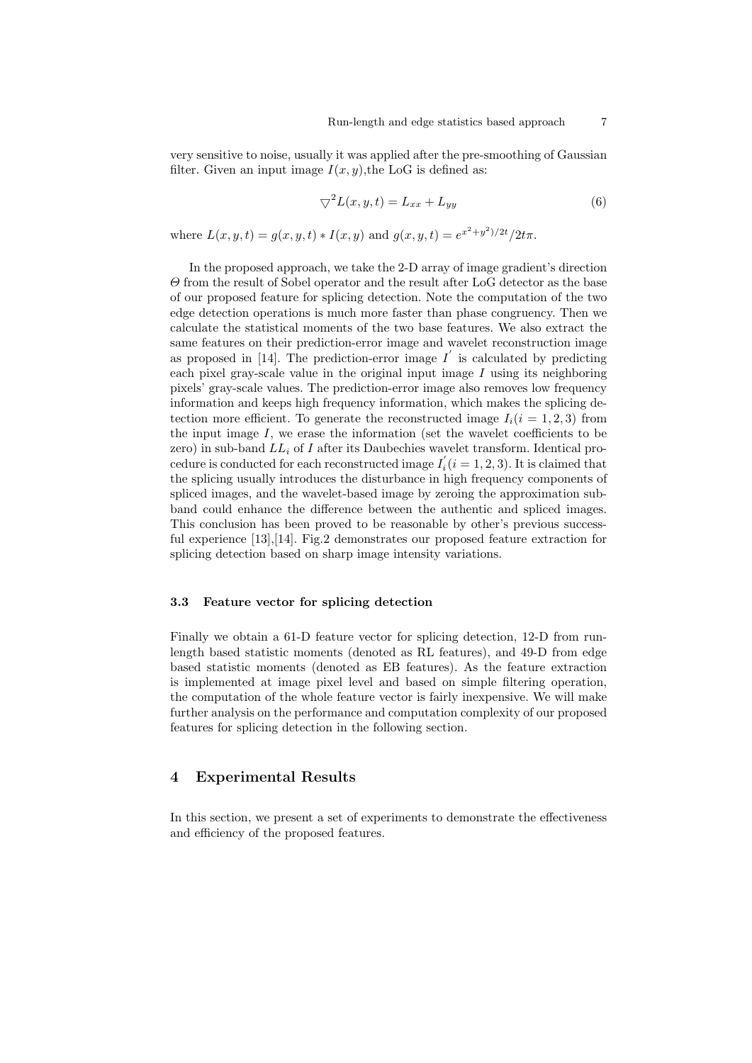very sensitive to noise, usually it was applied after the pre-smoothing of Gaussian filter. Given an input image $I(x, y)$,the LoG is defined as:

$$\bigtriangledown^2 L(x, y, t) = L_{xx} + L_{yy} \tag{6}$$

where $L(x, y, t) = g(x, y, t) * I(x, y)$ and $g(x, y, t) = e^{x^2+y^2)/2t}/2t\pi$.

In the proposed approach, we take the 2-D array of image gradient's direction $\Theta$ from the result of Sobel operator and the result after LoG detector as the base of our proposed feature for splicing detection. Note the computation of the two edge detection operations is much more faster than phase congruency. Then we calculate the statistical moments of the two base features. We also extract the same features on their prediction-error image and wavelet reconstruction image as proposed in [14]. The prediction-error image $I^{'}$ is calculated by predicting each pixel gray-scale value in the original input image $I$ using its neighboring pixels' gray-scale values. The prediction-error image also removes low frequency information and keeps high frequency information, which makes the splicing detection more efficient. To generate the reconstructed image $I_i (i = 1, 2, 3)$ from the input image $I$, we erase the information (set the wavelet coefficients to be zero) in sub-band $LL_i$ of $I$ after its Daubechies wavelet transform. Identical procedure is conducted for each reconstructed image $I_i^{'} (i = 1, 2, 3)$. It is claimed that the splicing usually introduces the disturbance in high frequency components of spliced images, and the wavelet-based image by zeroing the approximation subband could enhance the difference between the authentic and spliced images. This conclusion has been proved to be reasonable by other's previous successful experience [13],[14]. Fig.2 demonstrates our proposed feature extraction for splicing detection based on sharp image intensity variations.

### 3.3 Feature vector for splicing detection

Finally we obtain a 61-D feature vector for splicing detection, 12-D from run-length based statistic moments (denoted as RL features), and 49-D from edge based statistic moments (denoted as EB features). As the feature extraction is implemented at image pixel level and based on simple filtering operation, the computation of the whole feature vector is fairly inexpensive. We will make further analysis on the performance and computation complexity of our proposed features for splicing detection in the following section.

## 4 Experimental Results

In this section, we present a set of experiments to demonstrate the effectiveness and efficiency of the proposed features.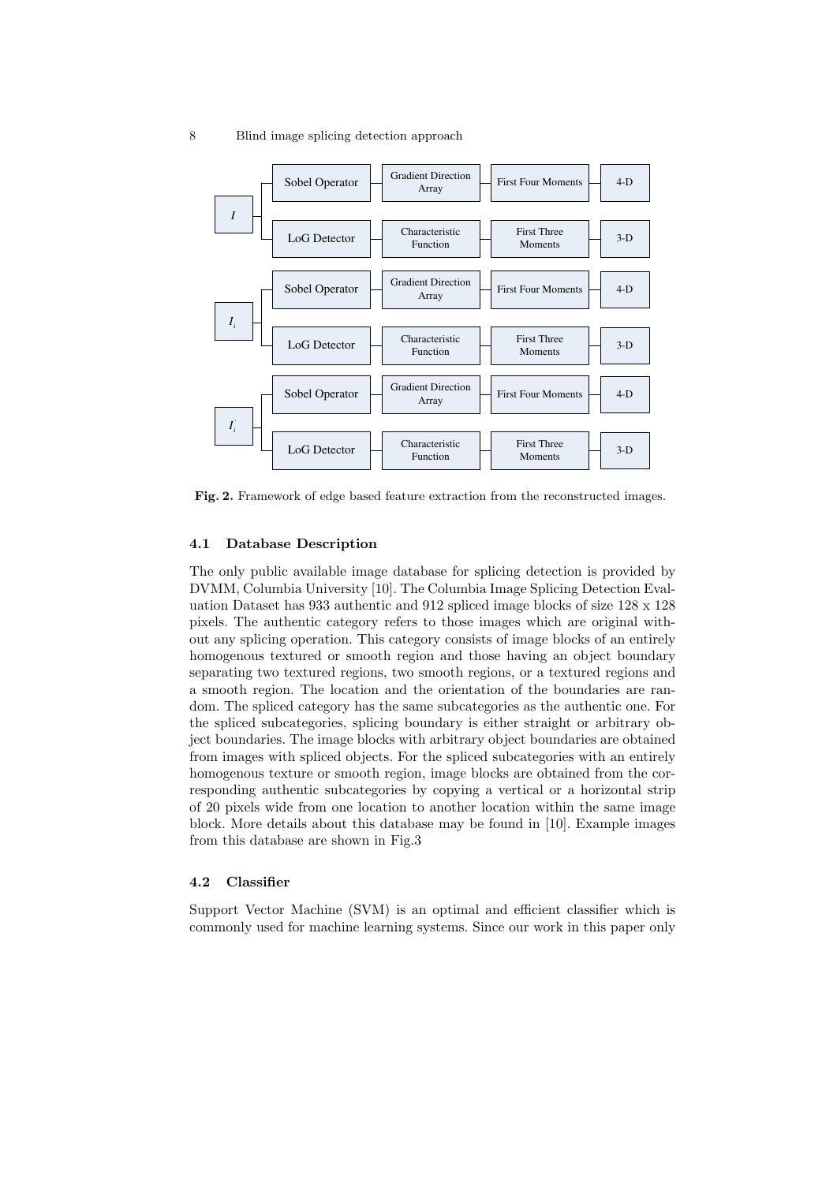Fig. 2. Framework of edge based feature extraction from the reconstructed images.

### 4.1 Database Description

The only public available image database for splicing detection is provided by DVMM, Columbia University [10]. The Columbia Image Splicing Detection Evaluation Dataset has 933 authentic and 912 spliced image blocks of size 128 x 128 pixels. The authentic category refers to those images which are original without any splicing operation. This category consists of image blocks of an entirely homogenous textured or smooth region and those having an object boundary separating two textured regions, two smooth regions, or a textured regions and a smooth region. The location and the orientation of the boundaries are random. The spliced category has the same subcategories as the authentic one. For the spliced subcategories, splicing boundary is either straight or arbitrary object boundaries. The image blocks with arbitrary object boundaries are obtained from images with spliced objects. For the spliced subcategories with an entirely homogenous texture or smooth region, image blocks are obtained from the corresponding authentic subcategories by copying a vertical or a horizontal strip of 20 pixels wide from one location to another location within the same image block. More details about this database may be found in [10]. Example images from this database are shown in Fig.3

### 4.2 Classifier

Support Vector Machine (SVM) is an optimal and efficient classifier which is commonly used for machine learning systems. Since our work in this paper only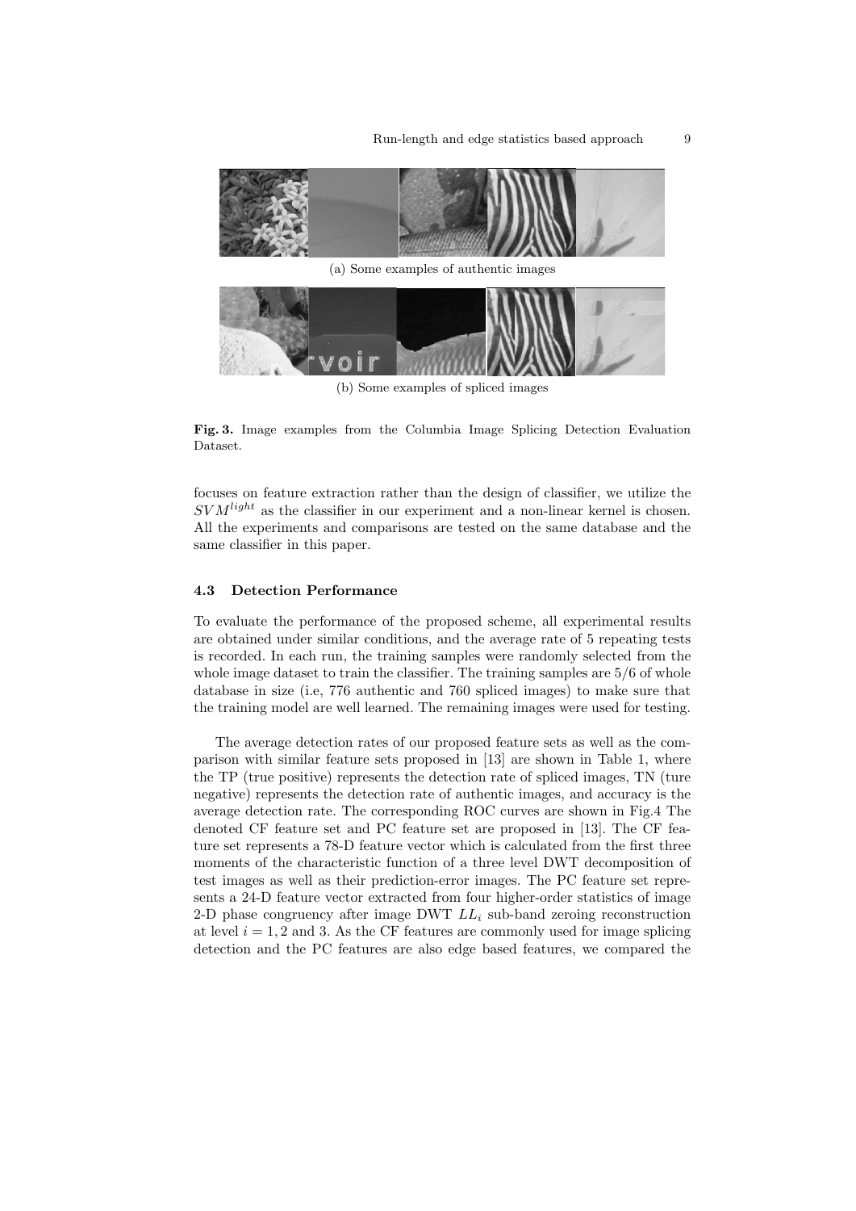(a) Some examples of authentic images

(b) Some examples of spliced images

**Fig. 3.** Image examples from the Columbia Image Splicing Detection Evaluation Dataset.

focuses on feature extraction rather than the design of classifier, we utilize the $SVM^{light}$ as the classifier in our experiment and a non-linear kernel is chosen. All the experiments and comparisons are tested on the same database and the same classifier in this paper.

### 4.3 Detection Performance

To evaluate the performance of the proposed scheme, all experimental results are obtained under similar conditions, and the average rate of 5 repeating tests is recorded. In each run, the training samples were randomly selected from the whole image dataset to train the classifier. The training samples are 5/6 of whole database in size (i.e, 776 authentic and 760 spliced images) to make sure that the training model are well learned. The remaining images were used for testing.

The average detection rates of our proposed feature sets as well as the comparison with similar feature sets proposed in [13] are shown in Table 1, where the TP (true positive) represents the detection rate of spliced images, TN (ture negative) represents the detection rate of authentic images, and accuracy is the average detection rate. The corresponding ROC curves are shown in Fig.4 The denoted CF feature set and PC feature set are proposed in [13]. The CF feature set represents a 78-D feature vector which is calculated from the first three moments of the characteristic function of a three level DWT decomposition of test images as well as their prediction-error images. The PC feature set represents a 24-D feature vector extracted from four higher-order statistics of image 2-D phase congruency after image DWT $LL_i$ sub-band zeroing reconstruction at level $i = 1, 2$ and 3. As the CF features are commonly used for image splicing detection and the PC features are also edge based features, we compared the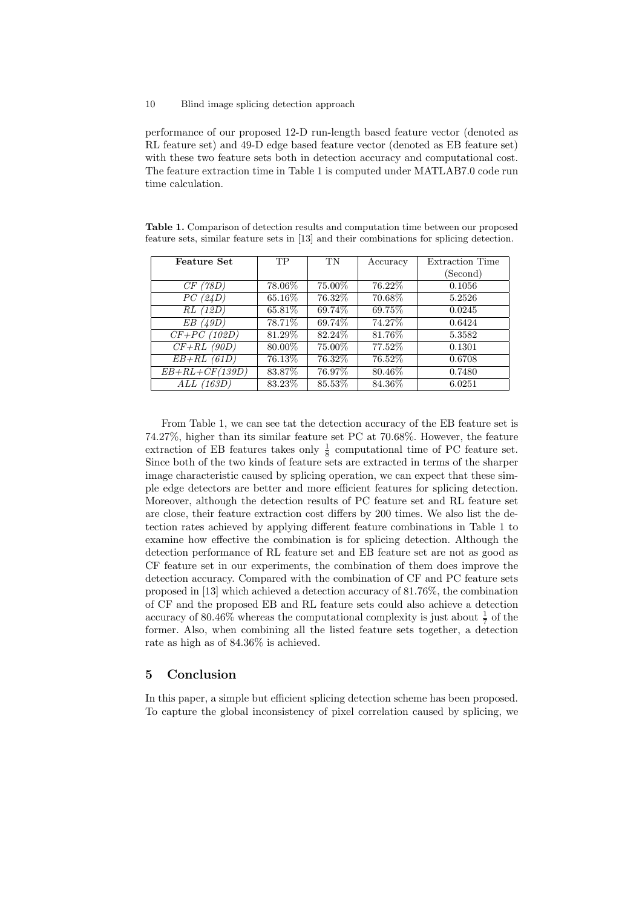performance of our proposed 12-D run-length based feature vector (denoted as RL feature set) and 49-D edge based feature vector (denoted as EB feature set) with these two feature sets both in detection accuracy and computational cost. The feature extraction time in Table 1 is computed under MATLAB7.0 code run time calculation.

**Table 1.** Comparison of detection results and computation time between our proposed feature sets, similar feature sets in [13] and their combinations for splicing detection.

| **Feature Set** | TP | TN | Accuracy | Extraction Time (Second) |
|---|---|---|---|---|
| *CF (78D)* | 78.06% | 75.00% | 76.22% | 0.1056 |
| *PC (24D)* | 65.16% | 76.32% | 70.68% | 5.2526 |
| *RL (12D)* | 65.81% | 69.74% | 69.75% | 0.0245 |
| *EB (49D)* | 78.71% | 69.74% | 74.27% | 0.6424 |
| *CF+PC (102D)* | 81.29% | 82.24% | 81.76% | 5.3582 |
| *CF+RL (90D)* | 80.00% | 75.00% | 77.52% | 0.1301 |
| *EB+RL (61D)* | 76.13% | 76.32% | 76.52% | 0.6708 |
| *EB+RL+CF(139D)* | 83.87% | 76.97% | 80.46% | 0.7480 |
| *ALL (163D)* | 83.23% | 85.53% | 84.36% | 6.0251 |

From Table 1, we can see tat the detection accuracy of the EB feature set is 74.27%, higher than its similar feature set PC at 70.68%. However, the feature extraction of EB features takes only $\frac{1}{8}$ computational time of PC feature set. Since both of the two kinds of feature sets are extracted in terms of the sharper image characteristic caused by splicing operation, we can expect that these simple edge detectors are better and more efficient features for splicing detection. Moreover, although the detection results of PC feature set and RL feature set are close, their feature extraction cost differs by 200 times. We also list the detection rates achieved by applying different feature combinations in Table 1 to examine how effective the combination is for splicing detection. Although the detection performance of RL feature set and EB feature set are not as good as CF feature set in our experiments, the combination of them does improve the detection accuracy. Compared with the combination of CF and PC feature sets proposed in [13] which achieved a detection accuracy of 81.76%, the combination of CF and the proposed EB and RL feature sets could also achieve a detection accuracy of 80.46% whereas the computational complexity is just about $\frac{1}{7}$ of the former. Also, when combining all the listed feature sets together, a detection rate as high as of 84.36% is achieved.

## 5 Conclusion

In this paper, a simple but efficient splicing detection scheme has been proposed. To capture the global inconsistency of pixel correlation caused by splicing, we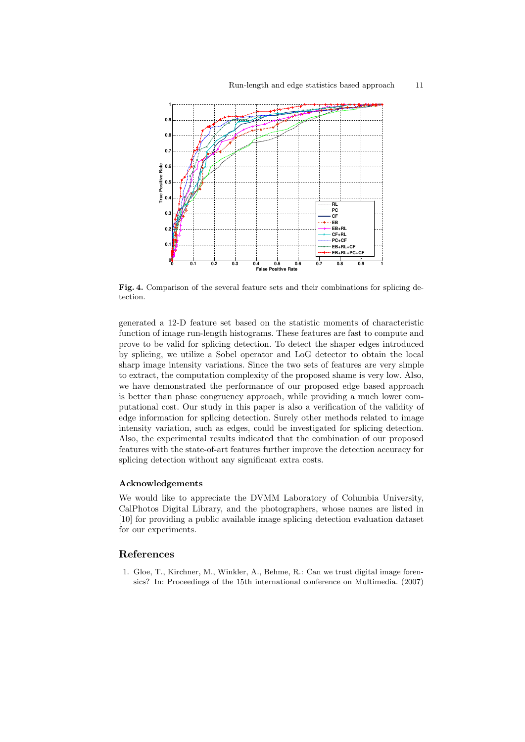**Fig. 4.** Comparison of the several feature sets and their combinations for splicing detection.

generated a 12-D feature set based on the statistic moments of characteristic function of image run-length histograms. These features are fast to compute and prove to be valid for splicing detection. To detect the shaper edges introduced by splicing, we utilize a Sobel operator and LoG detector to obtain the local sharp image intensity variations. Since the two sets of features are very simple to extract, the computation complexity of the proposed shame is very low. Also, we have demonstrated the performance of our proposed edge based approach is better than phase congruency approach, while providing a much lower computational cost. Our study in this paper is also a verification of the validity of edge information for splicing detection. Surely other methods related to image intensity variation, such as edges, could be investigated for splicing detection. Also, the experimental results indicated that the combination of our proposed features with the state-of-art features further improve the detection accuracy for splicing detection without any significant extra costs.

### Acknowledgements

We would like to appreciate the DVMM Laboratory of Columbia University, CalPhotos Digital Library, and the photographers, whose names are listed in [10] for providing a public available image splicing detection evaluation dataset for our experiments.

## References

1. Gloe, T., Kirchner, M., Winkler, A., Behme, R.: Can we trust digital image forensics? In: Proceedings of the 15th international conference on Multimedia. (2007)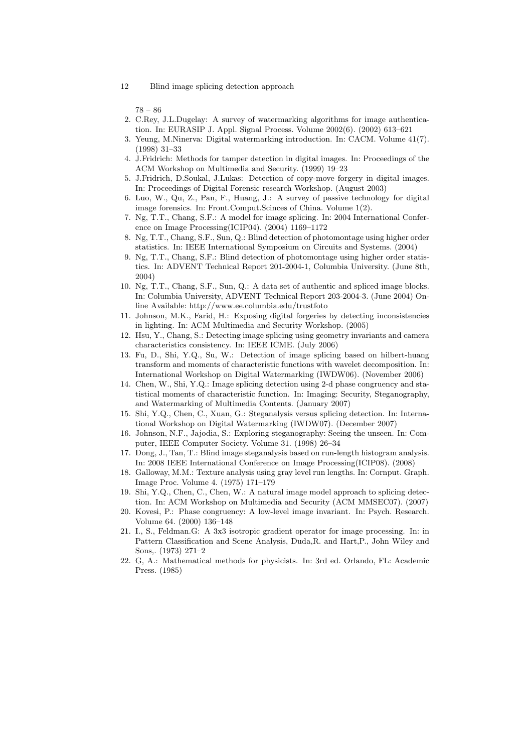78 – 86

2. C.Rey, J.L.Dugelay: A survey of watermarking algorithms for image authentication. In: EURASIP J. Appl. Signal Process. Volume 2002(6). (2002) 613–621
3. Yeung, M.Ninerva: Digital watermarking introduction. In: CACM. Volume 41(7). (1998) 31–33
4. J.Fridrich: Methods for tamper detection in digital images. In: Proceedings of the ACM Workshop on Multimedia and Security. (1999) 19–23
5. J.Fridrich, D.Soukal, J.Lukas: Detection of copy-move forgery in digital images. In: Proceedings of Digital Forensic research Workshop. (August 2003)
6. Luo, W., Qu, Z., Pan, F., Huang, J.: A survey of passive technology for digital image forensics. In: Front.Comput.Scinces of China. Volume 1(2).
7. Ng, T.T., Chang, S.F.: A model for image splicing. In: 2004 International Conference on Image Processing(ICIP04). (2004) 1169–1172
8. Ng, T.T., Chang, S.F., Sun, Q.: Blind detection of photomontage using higher order statistics. In: IEEE International Symposium on Circuits and Systems. (2004)
9. Ng, T.T., Chang, S.F.: Blind detection of photomontage using higher order statistics. In: ADVENT Technical Report 201-2004-1, Columbia University. (June 8th, 2004)
10. Ng, T.T., Chang, S.F., Sun, Q.: A data set of authentic and spliced image blocks. In: Columbia University, ADVENT Technical Report 203-2004-3. (June 2004) Online Available: http://www.ee.columbia.edu/trustfoto
11. Johnson, M.K., Farid, H.: Exposing digital forgeries by detecting inconsistencies in lighting. In: ACM Multimedia and Security Workshop. (2005)
12. Hsu, Y., Chang, S.: Detecting image splicing using geometry invariants and camera characteristics consistency. In: IEEE ICME. (July 2006)
13. Fu, D., Shi, Y.Q., Su, W.: Detection of image splicing based on hilbert-huang transform and moments of characteristic functions with wavelet decomposition. In: International Workshop on Digital Watermarking (IWDW06). (November 2006)
14. Chen, W., Shi, Y.Q.: Image splicing detection using 2-d phase congruency and statistical moments of characteristic function. In: Imaging: Security, Steganography, and Watermarking of Multimedia Contents. (January 2007)
15. Shi, Y.Q., Chen, C., Xuan, G.: Steganalysis versus splicing detection. In: International Workshop on Digital Watermarking (IWDW07). (December 2007)
16. Johnson, N.F., Jajodia, S.: Exploring steganography: Seeing the unseen. In: Computer, IEEE Computer Society. Volume 31. (1998) 26–34
17. Dong, J., Tan, T.: Blind image steganalysis based on run-length histogram analysis. In: 2008 IEEE International Conference on Image Processing(ICIP08). (2008)
18. Galloway, M.M.: Texture analysis using gray level run lengths. In: Cornput. Graph. Image Proc. Volume 4. (1975) 171–179
19. Shi, Y.Q., Chen, C., Chen, W.: A natural image model approach to splicing detection. In: ACM Workshop on Multimedia and Security (ACM MMSEC07). (2007)
20. Kovesi, P.: Phase congruency: A low-level image invariant. In: Psych. Research. Volume 64. (2000) 136–148
21. I., S., Feldman.G: A 3x3 isotropic gradient operator for image processing. In: in Pattern Classification and Scene Analysis, Duda,R. and Hart,P., John Wiley and Sons,. (1973) 271–2
22. G, A.: Mathematical methods for physicists. In: 3rd ed. Orlando, FL: Academic Press. (1985)